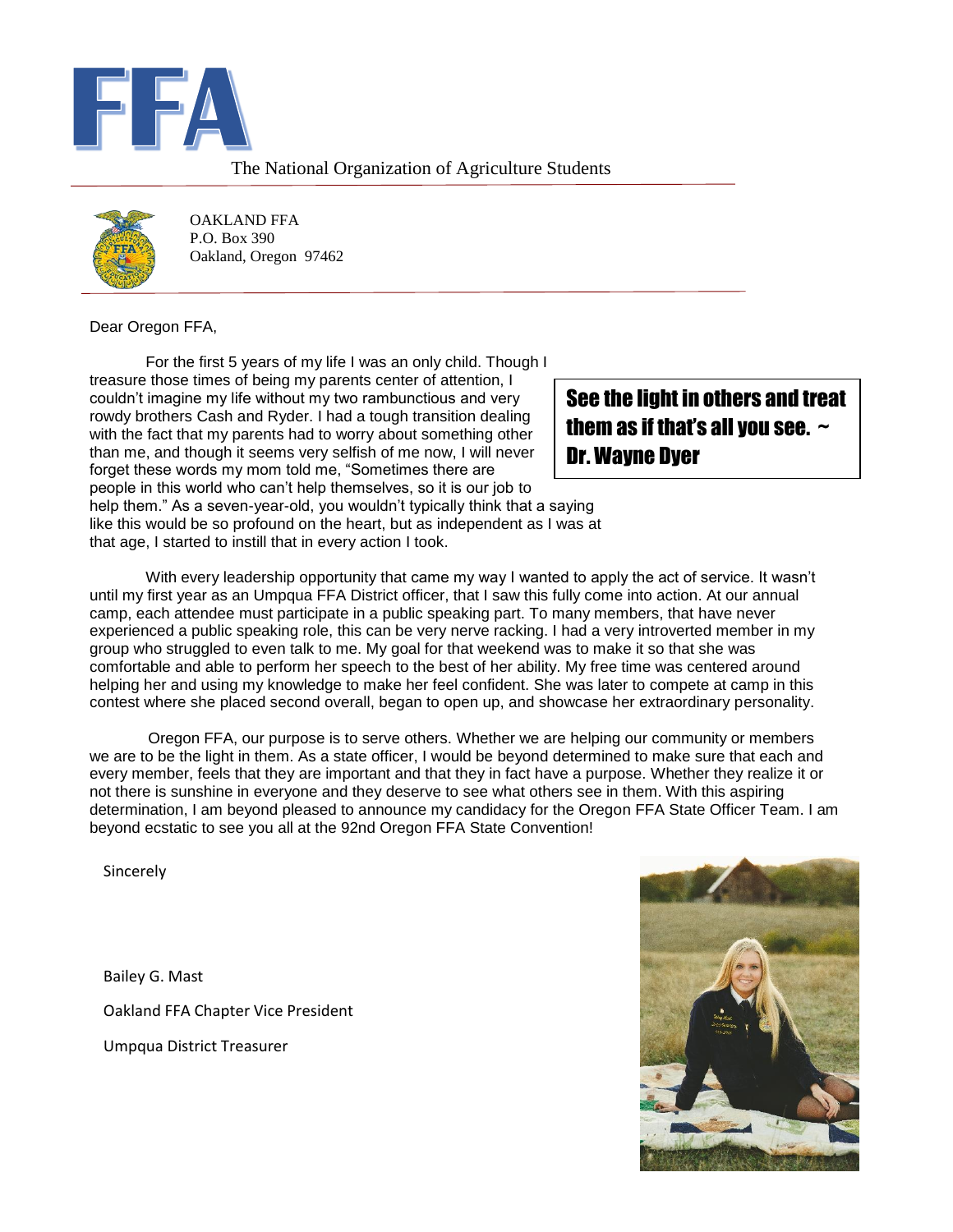# FFA

The National Organization of Agriculture Students

OAKLAND FFA
P.O. Box 390
Oakland, Oregon 97462

Dear Oregon FFA,

For the first 5 years of my life I was an only child. Though I treasure those times of being my parents center of attention, I couldn't imagine my life without my two rambunctious and very rowdy brothers Cash and Ryder. I had a tough transition dealing with the fact that my parents had to worry about something other than me, and though it seems very selfish of me now, I will never forget these words my mom told me, "Sometimes there are people in this world who can't help themselves, so it is our job to help them." As a seven-year-old, you wouldn't typically think that a saying like this would be so profound on the heart, but as independent as I was at that age, I started to instill that in every action I took.

**See the light in others and treat them as if that's all you see. ~ Dr. Wayne Dyer**

With every leadership opportunity that came my way I wanted to apply the act of service. It wasn't until my first year as an Umpqua FFA District officer, that I saw this fully come into action. At our annual camp, each attendee must participate in a public speaking part. To many members, that have never experienced a public speaking role, this can be very nerve racking. I had a very introverted member in my group who struggled to even talk to me. My goal for that weekend was to make it so that she was comfortable and able to perform her speech to the best of her ability. My free time was centered around helping her and using my knowledge to make her feel confident. She was later to compete at camp in this contest where she placed second overall, began to open up, and showcase her extraordinary personality.

Oregon FFA, our purpose is to serve others. Whether we are helping our community or members we are to be the light in them. As a state officer, I would be beyond determined to make sure that each and every member, feels that they are important and that they in fact have a purpose. Whether they realize it or not there is sunshine in everyone and they deserve to see what others see in them. With this aspiring determination, I am beyond pleased to announce my candidacy for the Oregon FFA State Officer Team. I am beyond ecstatic to see you all at the 92nd Oregon FFA State Convention!

Sincerely

Bailey G. Mast

Oakland FFA Chapter Vice President

Umpqua District Treasurer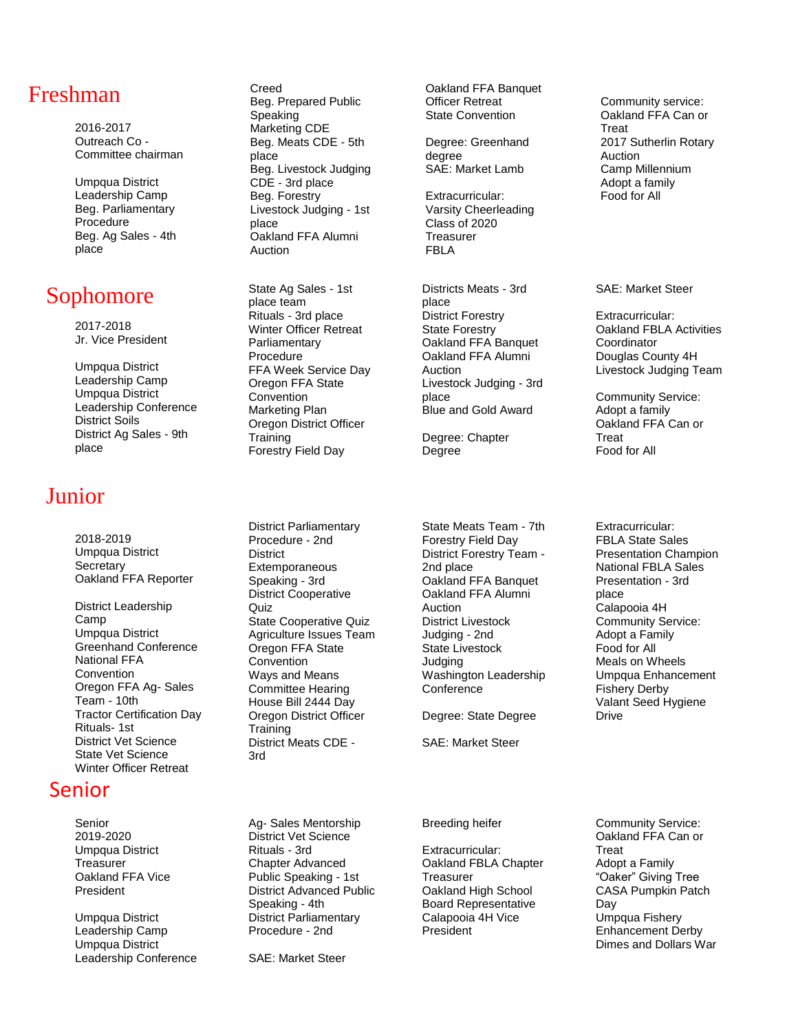# Freshman

2016-2017
Outreach Co - Committee chairman

Umpqua District Leadership Camp
Beg. Parliamentary Procedure
Beg. Ag Sales - 4th place
Creed
Beg. Prepared Public Speaking
Marketing CDE
Beg. Meats CDE - 5th place
Beg. Livestock Judging CDE - 3rd place
Beg. Forestry
Livestock Judging - 1st place
Oakland FFA Alumni Auction
Oakland FFA Banquet
Officer Retreat
State Convention

Degree: Greenhand degree
SAE: Market Lamb

Extracurricular:
Varsity Cheerleading
Class of 2020 Treasurer
FBLA

Community service:
Oakland FFA Can or Treat
2017 Sutherlin Rotary Auction
Camp Millennium
Adopt a family
Food for All

# Sophomore

2017-2018
Jr. Vice President

Umpqua District Leadership Camp
Umpqua District Leadership Conference
District Soils
District Ag Sales - 9th place
State Ag Sales - 1st place team
Rituals - 3rd place
Winter Officer Retreat
Parliamentary Procedure
FFA Week Service Day
Oregon FFA State Convention
Marketing Plan
Oregon District Officer Training
Forestry Field Day
Districts Meats - 3rd place
District Forestry
State Forestry
Oakland FFA Banquet
Oakland FFA Alumni Auction
Livestock Judging - 3rd place
Blue and Gold Award

Degree: Chapter Degree

SAE: Market Steer

Extracurricular:
Oakland FBLA Activities Coordinator
Douglas County 4H Livestock Judging Team

Community Service:
Adopt a family
Oakland FFA Can or Treat
Food for All

# Junior

2018-2019
Umpqua District Secretary
Oakland FFA Reporter

District Leadership Camp
Umpqua District Greenhand Conference
National FFA Convention
Oregon FFA Ag- Sales Team - 10th
Tractor Certification Day
Rituals- 1st
District Vet Science
State Vet Science
Winter Officer Retreat
District Parliamentary Procedure - 2nd
District Extemporaneous Speaking - 3rd
District Cooperative Quiz
State Cooperative Quiz
Agriculture Issues Team
Oregon FFA State Convention
Ways and Means Committee Hearing
House Bill 2444 Day
Oregon District Officer Training
District Meats CDE - 3rd
State Meats Team - 7th
Forestry Field Day
District Forestry Team - 2nd place
Oakland FFA Banquet
Oakland FFA Alumni Auction
District Livestock Judging - 2nd
State Livestock Judging
Washington Leadership Conference

Degree: State Degree

SAE: Market Steer

Extracurricular:
FBLA State Sales Presentation Champion
National FBLA Sales Presentation - 3rd place
Calapooia 4H
Community Service:
Adopt a Family
Food for All
Meals on Wheels
Umpqua Enhancement Fishery Derby
Valant Seed Hygiene Drive

# Senior

Senior
2019-2020
Umpqua District Treasurer
Oakland FFA Vice President

Umpqua District Leadership Camp
Umpqua District Leadership Conference
Ag- Sales Mentorship
District Vet Science
Rituals - 3rd
Chapter Advanced Public Speaking - 1st
District Advanced Public Speaking - 4th
District Parliamentary Procedure - 2nd

SAE: Market Steer
Breeding heifer

Extracurricular:
Oakland FBLA Chapter Treasurer
Oakland High School Board Representative
Calapooia 4H Vice President

Community Service:
Oakland FFA Can or Treat
Adopt a Family
“Oaker” Giving Tree
CASA Pumpkin Patch Day
Umpqua Fishery Enhancement Derby
Dimes and Dollars War